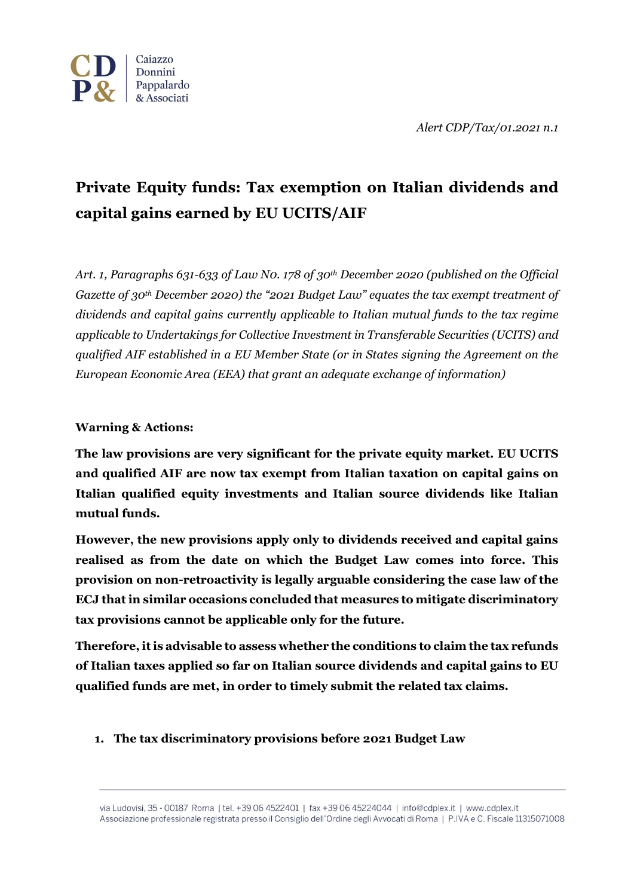*Alert CDP/Tax/01.2021 n.1*

# Private Equity funds: Tax exemption on Italian dividends and capital gains earned by EU UCITS/AIF

*Art. 1, Paragraphs 631-633 of Law No. 178 of 30th December 2020 (published on the Official Gazette of 30th December 2020) the "2021 Budget Law" equates the tax exempt treatment of dividends and capital gains currently applicable to Italian mutual funds to the tax regime applicable to Undertakings for Collective Investment in Transferable Securities (UCITS) and qualified AIF established in a EU Member State (or in States signing the Agreement on the European Economic Area (EEA) that grant an adequate exchange of information)*

**Warning & Actions:**

**The law provisions are very significant for the private equity market. EU UCITS and qualified AIF are now tax exempt from Italian taxation on capital gains on Italian qualified equity investments and Italian source dividends like Italian mutual funds.**

**However, the new provisions apply only to dividends received and capital gains realised as from the date on which the Budget Law comes into force. This provision on non-retroactivity is legally arguable considering the case law of the ECJ that in similar occasions concluded that measures to mitigate discriminatory tax provisions cannot be applicable only for the future.**

**Therefore, it is advisable to assess whether the conditions to claim the tax refunds of Italian taxes applied so far on Italian source dividends and capital gains to EU qualified funds are met, in order to timely submit the related tax claims.**

## 1. The tax discriminatory provisions before 2021 Budget Law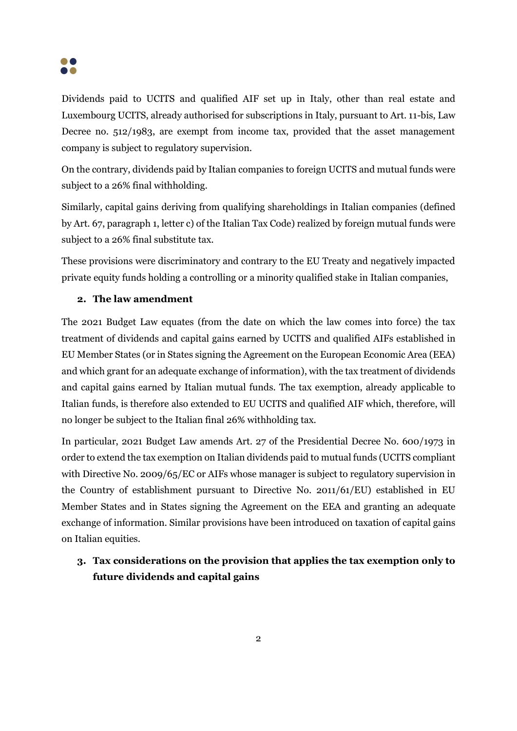Dividends paid to UCITS and qualified AIF set up in Italy, other than real estate and Luxembourg UCITS, already authorised for subscriptions in Italy, pursuant to Art. 11-bis, Law Decree no. 512/1983, are exempt from income tax, provided that the asset management company is subject to regulatory supervision.

On the contrary, dividends paid by Italian companies to foreign UCITS and mutual funds were subject to a 26% final withholding.

Similarly, capital gains deriving from qualifying shareholdings in Italian companies (defined by Art. 67, paragraph 1, letter c) of the Italian Tax Code) realized by foreign mutual funds were subject to a 26% final substitute tax.

These provisions were discriminatory and contrary to the EU Treaty and negatively impacted private equity funds holding a controlling or a minority qualified stake in Italian companies,

## 2. The law amendment

The 2021 Budget Law equates (from the date on which the law comes into force) the tax treatment of dividends and capital gains earned by UCITS and qualified AIFs established in EU Member States (or in States signing the Agreement on the European Economic Area (EEA) and which grant for an adequate exchange of information), with the tax treatment of dividends and capital gains earned by Italian mutual funds. The tax exemption, already applicable to Italian funds, is therefore also extended to EU UCITS and qualified AIF which, therefore, will no longer be subject to the Italian final 26% withholding tax.

In particular, 2021 Budget Law amends Art. 27 of the Presidential Decree No. 600/1973 in order to extend the tax exemption on Italian dividends paid to mutual funds (UCITS compliant with Directive No. 2009/65/EC or AIFs whose manager is subject to regulatory supervision in the Country of establishment pursuant to Directive No. 2011/61/EU) established in EU Member States and in States signing the Agreement on the EEA and granting an adequate exchange of information. Similar provisions have been introduced on taxation of capital gains on Italian equities.

## 3. Tax considerations on the provision that applies the tax exemption only to future dividends and capital gains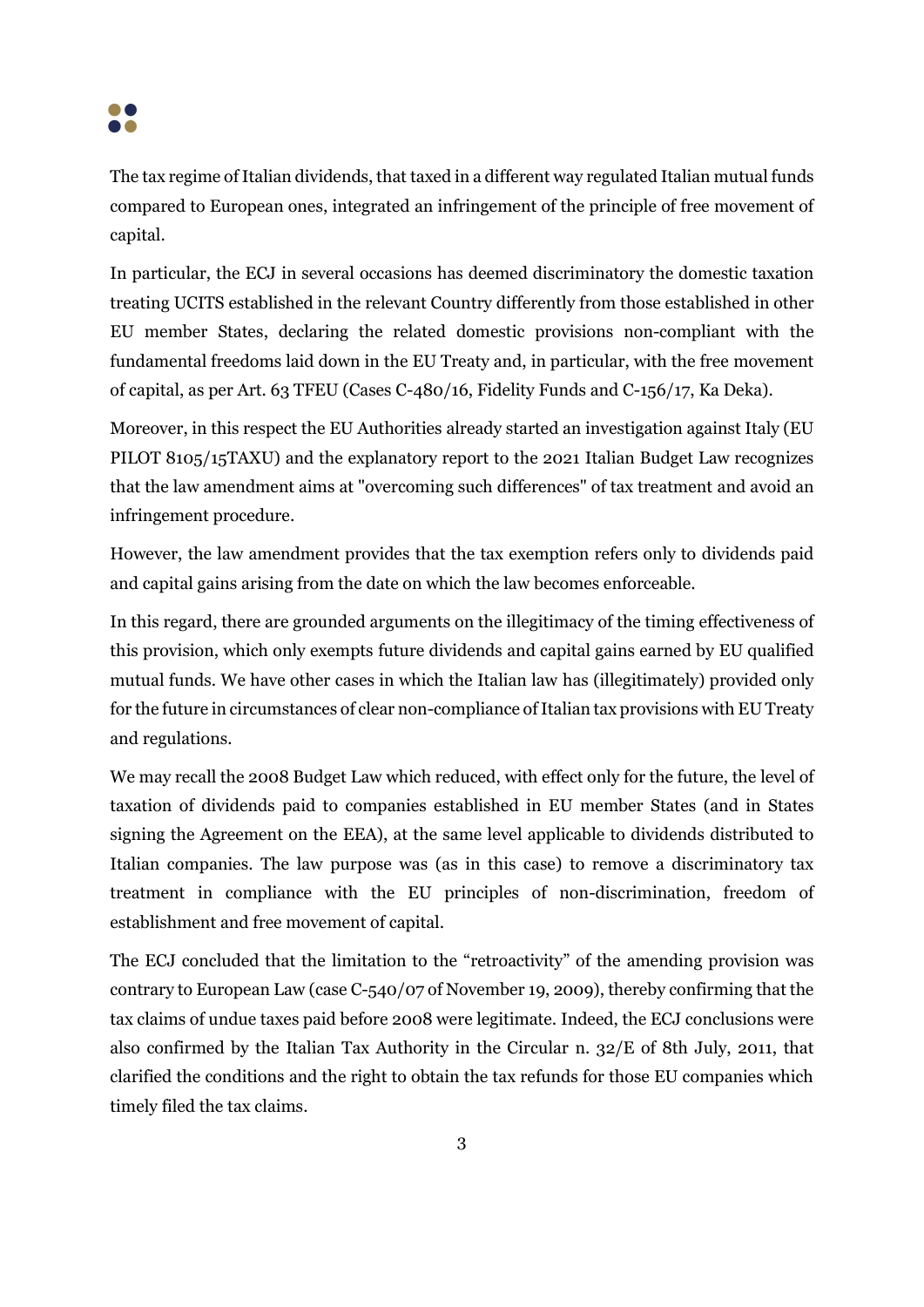The tax regime of Italian dividends, that taxed in a different way regulated Italian mutual funds compared to European ones, integrated an infringement of the principle of free movement of capital.

In particular, the ECJ in several occasions has deemed discriminatory the domestic taxation treating UCITS established in the relevant Country differently from those established in other EU member States, declaring the related domestic provisions non-compliant with the fundamental freedoms laid down in the EU Treaty and, in particular, with the free movement of capital, as per Art. 63 TFEU (Cases C-480/16, Fidelity Funds and C-156/17, Ka Deka).

Moreover, in this respect the EU Authorities already started an investigation against Italy (EU PILOT 8105/15TAXU) and the explanatory report to the 2021 Italian Budget Law recognizes that the law amendment aims at "overcoming such differences" of tax treatment and avoid an infringement procedure.

However, the law amendment provides that the tax exemption refers only to dividends paid and capital gains arising from the date on which the law becomes enforceable.

In this regard, there are grounded arguments on the illegitimacy of the timing effectiveness of this provision, which only exempts future dividends and capital gains earned by EU qualified mutual funds. We have other cases in which the Italian law has (illegitimately) provided only for the future in circumstances of clear non-compliance of Italian tax provisions with EU Treaty and regulations.

We may recall the 2008 Budget Law which reduced, with effect only for the future, the level of taxation of dividends paid to companies established in EU member States (and in States signing the Agreement on the EEA), at the same level applicable to dividends distributed to Italian companies. The law purpose was (as in this case) to remove a discriminatory tax treatment in compliance with the EU principles of non-discrimination, freedom of establishment and free movement of capital.

The ECJ concluded that the limitation to the "retroactivity" of the amending provision was contrary to European Law (case C-540/07 of November 19, 2009), thereby confirming that the tax claims of undue taxes paid before 2008 were legitimate. Indeed, the ECJ conclusions were also confirmed by the Italian Tax Authority in the Circular n. 32/E of 8th July, 2011, that clarified the conditions and the right to obtain the tax refunds for those EU companies which timely filed the tax claims.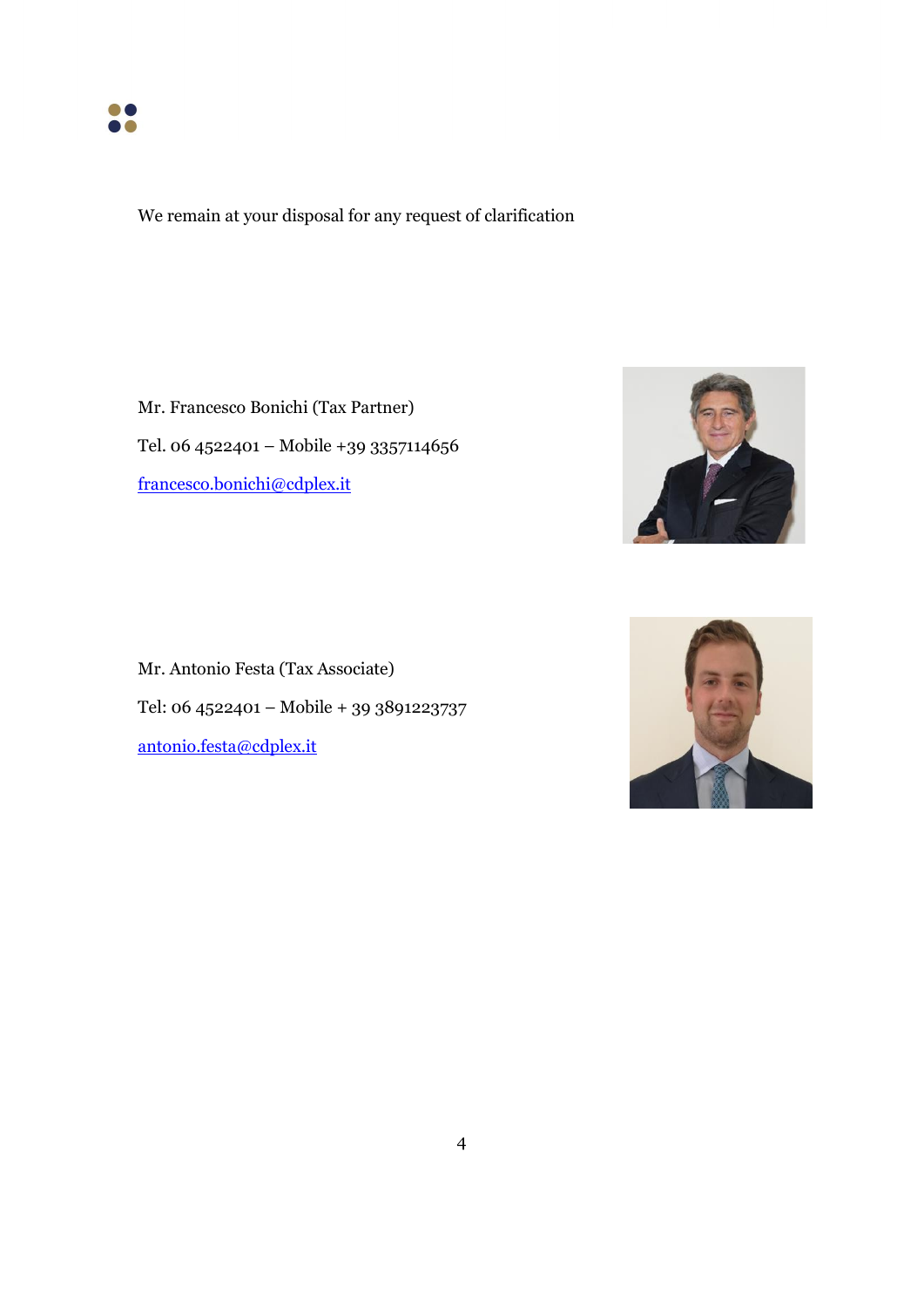We remain at your disposal for any request of clarification

Mr. Francesco Bonichi (Tax Partner)

Tel. 06 4522401 – Mobile +39 3357114656

francesco.bonichi@cdplex.it

Mr. Antonio Festa (Tax Associate)

Tel: 06 4522401 – Mobile + 39 3891223737

antonio.festa@cdplex.it